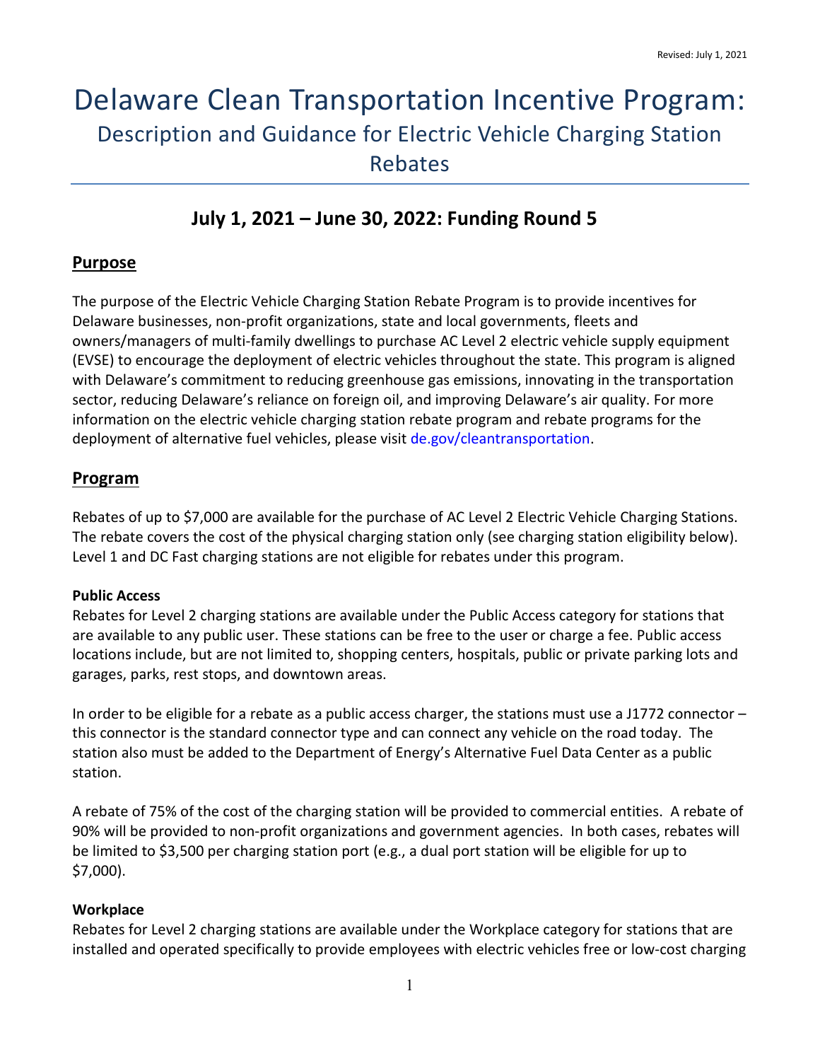Revised: July 1, 2021

# Delaware Clean Transportation Incentive Program:

## Description and Guidance for Electric Vehicle Charging Station Rebates

## July 1, 2021 – June 30, 2022: Funding Round 5

## Purpose

The purpose of the Electric Vehicle Charging Station Rebate Program is to provide incentives for Delaware businesses, non-profit organizations, state and local governments, fleets and owners/managers of multi-family dwellings to purchase AC Level 2 electric vehicle supply equipment (EVSE) to encourage the deployment of electric vehicles throughout the state. This program is aligned with Delaware's commitment to reducing greenhouse gas emissions, innovating in the transportation sector, reducing Delaware's reliance on foreign oil, and improving Delaware's air quality. For more information on the electric vehicle charging station rebate program and rebate programs for the deployment of alternative fuel vehicles, please visit de.gov/cleantransportation.

## Program

Rebates of up to $7,000 are available for the purchase of AC Level 2 Electric Vehicle Charging Stations. The rebate covers the cost of the physical charging station only (see charging station eligibility below). Level 1 and DC Fast charging stations are not eligible for rebates under this program.

**Public Access**

Rebates for Level 2 charging stations are available under the Public Access category for stations that are available to any public user. These stations can be free to the user or charge a fee. Public access locations include, but are not limited to, shopping centers, hospitals, public or private parking lots and garages, parks, rest stops, and downtown areas.

In order to be eligible for a rebate as a public access charger, the stations must use a J1772 connector – this connector is the standard connector type and can connect any vehicle on the road today. The station also must be added to the Department of Energy's Alternative Fuel Data Center as a public station.

A rebate of 75% of the cost of the charging station will be provided to commercial entities. A rebate of 90% will be provided to non-profit organizations and government agencies. In both cases, rebates will be limited to $3,500 per charging station port (e.g., a dual port station will be eligible for up to $7,000).

**Workplace**

Rebates for Level 2 charging stations are available under the Workplace category for stations that are installed and operated specifically to provide employees with electric vehicles free or low-cost charging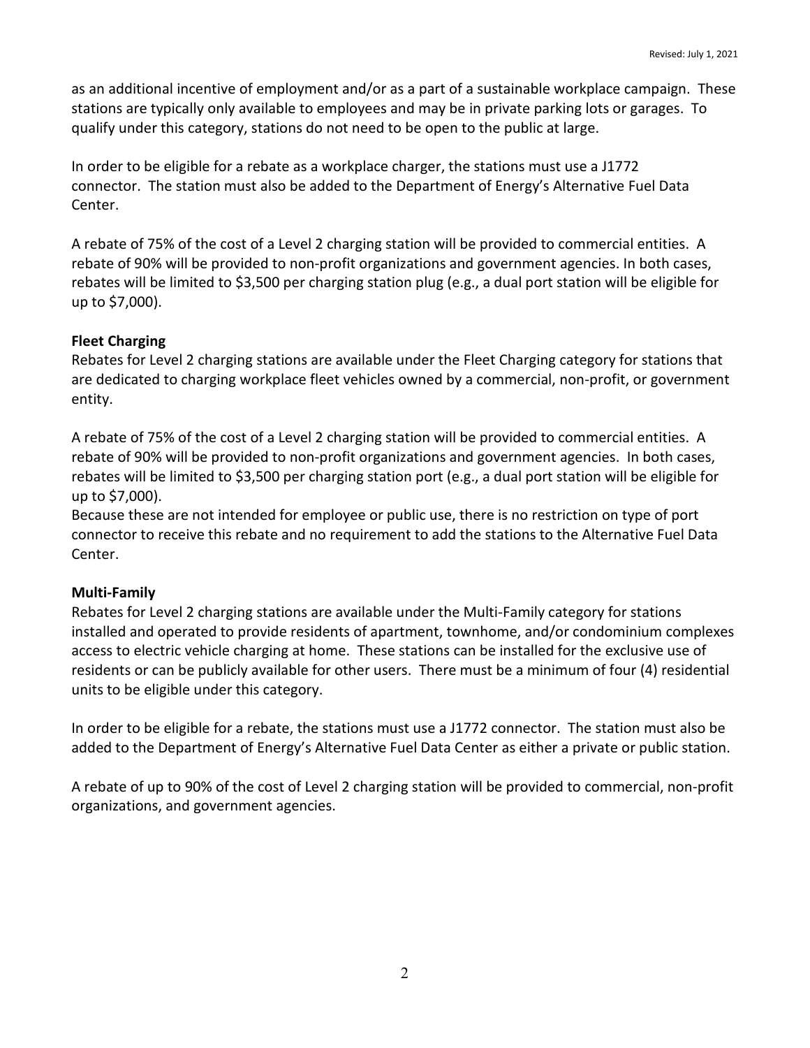as an additional incentive of employment and/or as a part of a sustainable workplace campaign. These stations are typically only available to employees and may be in private parking lots or garages. To qualify under this category, stations do not need to be open to the public at large.

In order to be eligible for a rebate as a workplace charger, the stations must use a J1772 connector. The station must also be added to the Department of Energy's Alternative Fuel Data Center.

A rebate of 75% of the cost of a Level 2 charging station will be provided to commercial entities. A rebate of 90% will be provided to non-profit organizations and government agencies. In both cases, rebates will be limited to $3,500 per charging station plug (e.g., a dual port station will be eligible for up to $7,000).

**Fleet Charging**

Rebates for Level 2 charging stations are available under the Fleet Charging category for stations that are dedicated to charging workplace fleet vehicles owned by a commercial, non-profit, or government entity.

A rebate of 75% of the cost of a Level 2 charging station will be provided to commercial entities. A rebate of 90% will be provided to non-profit organizations and government agencies. In both cases, rebates will be limited to $3,500 per charging station port (e.g., a dual port station will be eligible for up to $7,000).

Because these are not intended for employee or public use, there is no restriction on type of port connector to receive this rebate and no requirement to add the stations to the Alternative Fuel Data Center.

**Multi-Family**

Rebates for Level 2 charging stations are available under the Multi-Family category for stations installed and operated to provide residents of apartment, townhome, and/or condominium complexes access to electric vehicle charging at home. These stations can be installed for the exclusive use of residents or can be publicly available for other users. There must be a minimum of four (4) residential units to be eligible under this category.

In order to be eligible for a rebate, the stations must use a J1772 connector. The station must also be added to the Department of Energy's Alternative Fuel Data Center as either a private or public station.

A rebate of up to 90% of the cost of Level 2 charging station will be provided to commercial, non-profit organizations, and government agencies.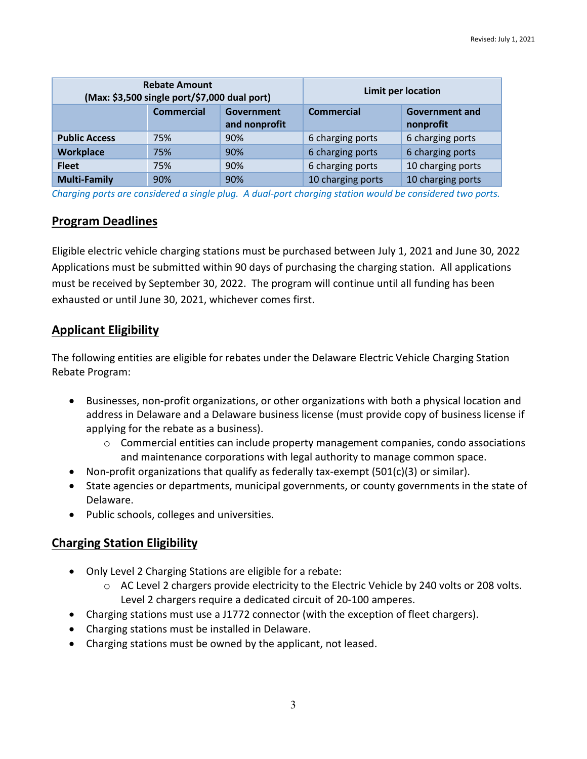| Rebate Amount (Max: $3,500 single port/$7,000 dual port) | | | Limit per location | |
|---|---|---|---|---|
| | **Commercial** | **Government and nonprofit** | **Commercial** | **Government and nonprofit** |
| **Public Access** | 75% | 90% | 6 charging ports | 6 charging ports |
| **Workplace** | 75% | 90% | 6 charging ports | 6 charging ports |
| **Fleet** | 75% | 90% | 6 charging ports | 10 charging ports |
| **Multi-Family** | 90% | 90% | 10 charging ports | 10 charging ports |

*Charging ports are considered a single plug. A dual-port charging station would be considered two ports.*

## Program Deadlines

Eligible electric vehicle charging stations must be purchased between July 1, 2021 and June 30, 2022 Applications must be submitted within 90 days of purchasing the charging station. All applications must be received by September 30, 2022. The program will continue until all funding has been exhausted or until June 30, 2021, whichever comes first.

## Applicant Eligibility

The following entities are eligible for rebates under the Delaware Electric Vehicle Charging Station Rebate Program:

- Businesses, non-profit organizations, or other organizations with both a physical location and address in Delaware and a Delaware business license (must provide copy of business license if applying for the rebate as a business).
  - Commercial entities can include property management companies, condo associations and maintenance corporations with legal authority to manage common space.
- Non-profit organizations that qualify as federally tax-exempt (501(c)(3) or similar).
- State agencies or departments, municipal governments, or county governments in the state of Delaware.
- Public schools, colleges and universities.

## Charging Station Eligibility

- Only Level 2 Charging Stations are eligible for a rebate:
  - AC Level 2 chargers provide electricity to the Electric Vehicle by 240 volts or 208 volts. Level 2 chargers require a dedicated circuit of 20-100 amperes.
- Charging stations must use a J1772 connector (with the exception of fleet chargers).
- Charging stations must be installed in Delaware.
- Charging stations must be owned by the applicant, not leased.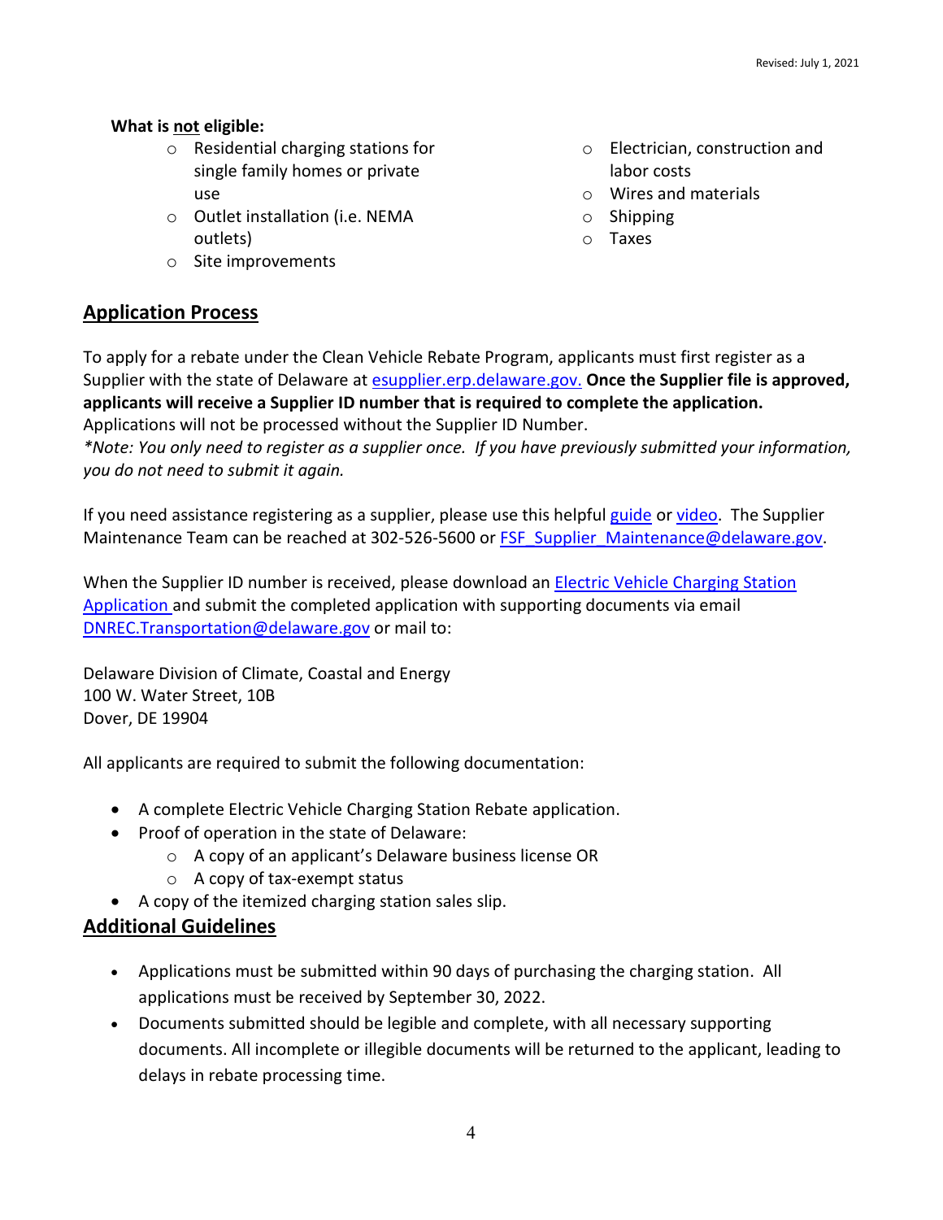**What is not eligible:**

- Residential charging stations for single family homes or private use
- Outlet installation (i.e. NEMA outlets)
- Site improvements
- Electrician, construction and labor costs
- Wires and materials
- Shipping
- Taxes

## Application Process

To apply for a rebate under the Clean Vehicle Rebate Program, applicants must first register as a Supplier with the state of Delaware at esupplier.erp.delaware.gov. **Once the Supplier file is approved, applicants will receive a Supplier ID number that is required to complete the application.** Applications will not be processed without the Supplier ID Number.
*Note: You only need to register as a supplier once. If you have previously submitted your information, you do not need to submit it again.*

If you need assistance registering as a supplier, please use this helpful guide or video. The Supplier Maintenance Team can be reached at 302-526-5600 or FSF_Supplier_Maintenance@delaware.gov.

When the Supplier ID number is received, please download an Electric Vehicle Charging Station Application and submit the completed application with supporting documents via email DNREC.Transportation@delaware.gov or mail to:

Delaware Division of Climate, Coastal and Energy
100 W. Water Street, 10B
Dover, DE 19904

All applicants are required to submit the following documentation:

- A complete Electric Vehicle Charging Station Rebate application.
- Proof of operation in the state of Delaware:
  - A copy of an applicant's Delaware business license OR
  - A copy of tax-exempt status
- A copy of the itemized charging station sales slip.

## Additional Guidelines

- Applications must be submitted within 90 days of purchasing the charging station. All applications must be received by September 30, 2022.
- Documents submitted should be legible and complete, with all necessary supporting documents. All incomplete or illegible documents will be returned to the applicant, leading to delays in rebate processing time.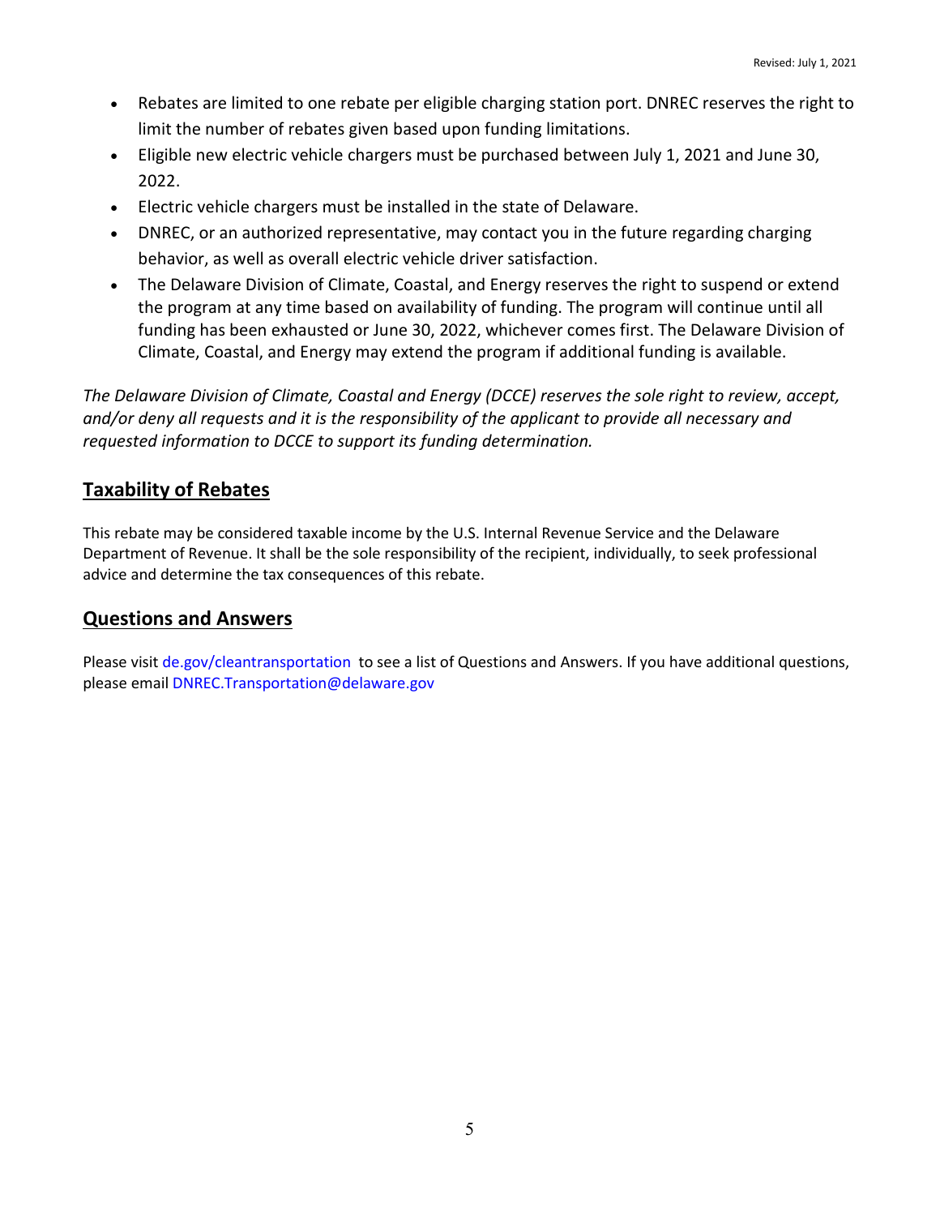- Rebates are limited to one rebate per eligible charging station port. DNREC reserves the right to limit the number of rebates given based upon funding limitations.
- Eligible new electric vehicle chargers must be purchased between July 1, 2021 and June 30, 2022.
- Electric vehicle chargers must be installed in the state of Delaware.
- DNREC, or an authorized representative, may contact you in the future regarding charging behavior, as well as overall electric vehicle driver satisfaction.
- The Delaware Division of Climate, Coastal, and Energy reserves the right to suspend or extend the program at any time based on availability of funding. The program will continue until all funding has been exhausted or June 30, 2022, whichever comes first. The Delaware Division of Climate, Coastal, and Energy may extend the program if additional funding is available.

*The Delaware Division of Climate, Coastal and Energy (DCCE) reserves the sole right to review, accept, and/or deny all requests and it is the responsibility of the applicant to provide all necessary and requested information to DCCE to support its funding determination.*

## Taxability of Rebates

This rebate may be considered taxable income by the U.S. Internal Revenue Service and the Delaware Department of Revenue. It shall be the sole responsibility of the recipient, individually, to seek professional advice and determine the tax consequences of this rebate.

## Questions and Answers

Please visit de.gov/cleantransportation to see a list of Questions and Answers. If you have additional questions, please email DNREC.Transportation@delaware.gov